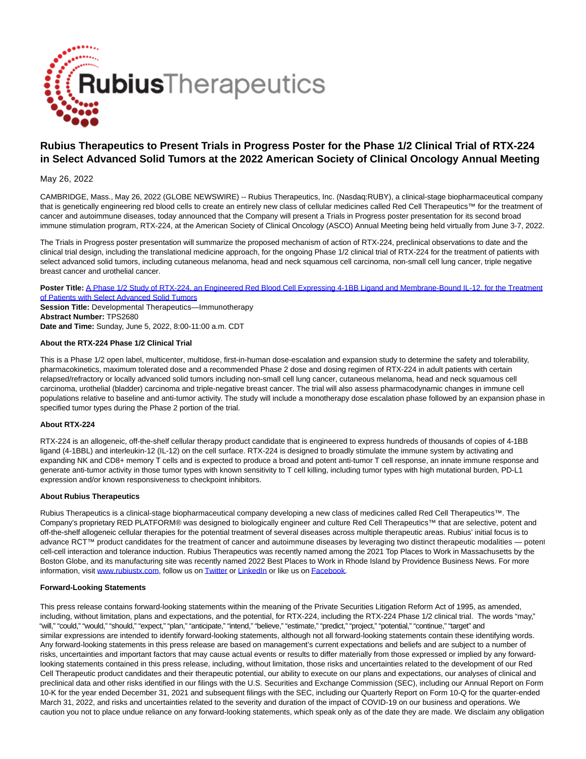# Rubius Therapeutics to Present Trials in Progress Poster for the Phase 1/2 Clinical Trial of RTX-224 in Select Advanced Solid Tumors at the 2022 American Society of Clinical Oncology Annual Meeting

May 26, 2022

CAMBRIDGE, Mass., May 26, 2022 (GLOBE NEWSWIRE) -- Rubius Therapeutics, Inc. (Nasdaq:RUBY), a clinical-stage biopharmaceutical company that is genetically engineering red blood cells to create an entirely new class of cellular medicines called Red Cell Therapeutics™ for the treatment of cancer and autoimmune diseases, today announced that the Company will present a Trials in Progress poster presentation for its second broad immune stimulation program, RTX-224, at the American Society of Clinical Oncology (ASCO) Annual Meeting being held virtually from June 3-7, 2022.

The Trials in Progress poster presentation will summarize the proposed mechanism of action of RTX-224, preclinical observations to date and the clinical trial design, including the translational medicine approach, for the ongoing Phase 1/2 clinical trial of RTX-224 for the treatment of patients with select advanced solid tumors, including cutaneous melanoma, head and neck squamous cell carcinoma, non-small cell lung cancer, triple negative breast cancer and urothelial cancer.

**Poster Title:** A Phase 1/2 Study of RTX-224, an Engineered Red Blood Cell Expressing 4-1BB Ligand and Membrane-Bound IL-12, for the Treatment of Patients with Select Advanced Solid Tumors
**Session Title:** Developmental Therapeutics—Immunotherapy
**Abstract Number:** TPS2680
**Date and Time:** Sunday, June 5, 2022, 8:00-11:00 a.m. CDT

**About the RTX-224 Phase 1/2 Clinical Trial**

This is a Phase 1/2 open label, multicenter, multidose, first-in-human dose-escalation and expansion study to determine the safety and tolerability, pharmacokinetics, maximum tolerated dose and a recommended Phase 2 dose and dosing regimen of RTX-224 in adult patients with certain relapsed/refractory or locally advanced solid tumors including non-small cell lung cancer, cutaneous melanoma, head and neck squamous cell carcinoma, urothelial (bladder) carcinoma and triple-negative breast cancer. The trial will also assess pharmacodynamic changes in immune cell populations relative to baseline and anti-tumor activity. The study will include a monotherapy dose escalation phase followed by an expansion phase in specified tumor types during the Phase 2 portion of the trial.

**About RTX-224**

RTX-224 is an allogeneic, off-the-shelf cellular therapy product candidate that is engineered to express hundreds of thousands of copies of 4-1BB ligand (4-1BBL) and interleukin-12 (IL-12) on the cell surface. RTX-224 is designed to broadly stimulate the immune system by activating and expanding NK and CD8+ memory T cells and is expected to produce a broad and potent anti-tumor T cell response, an innate immune response and generate anti-tumor activity in those tumor types with known sensitivity to T cell killing, including tumor types with high mutational burden, PD-L1 expression and/or known responsiveness to checkpoint inhibitors.

**About Rubius Therapeutics**

Rubius Therapeutics is a clinical-stage biopharmaceutical company developing a new class of medicines called Red Cell Therapeutics™. The Company's proprietary RED PLATFORM® was designed to biologically engineer and culture Red Cell Therapeutics™ that are selective, potent and off-the-shelf allogeneic cellular therapies for the potential treatment of several diseases across multiple therapeutic areas. Rubius' initial focus is to advance RCT™ product candidates for the treatment of cancer and autoimmune diseases by leveraging two distinct therapeutic modalities — potent cell-cell interaction and tolerance induction. Rubius Therapeutics was recently named among the 2021 Top Places to Work in Massachusetts by the Boston Globe, and its manufacturing site was recently named 2022 Best Places to Work in Rhode Island by Providence Business News. For more information, visit www.rubiustx.com, follow us on Twitter or LinkedIn or like us on Facebook.

**Forward-Looking Statements**

This press release contains forward-looking statements within the meaning of the Private Securities Litigation Reform Act of 1995, as amended, including, without limitation, plans and expectations, and the potential, for RTX-224, including the RTX-224 Phase 1/2 clinical trial. The words "may," "will," "could," "would," "should," "expect," "plan," "anticipate," "intend," "believe," "estimate," "predict," "project," "potential," "continue," "target" and similar expressions are intended to identify forward-looking statements, although not all forward-looking statements contain these identifying words. Any forward-looking statements in this press release are based on management's current expectations and beliefs and are subject to a number of risks, uncertainties and important factors that may cause actual events or results to differ materially from those expressed or implied by any forward-looking statements contained in this press release, including, without limitation, those risks and uncertainties related to the development of our Red Cell Therapeutic product candidates and their therapeutic potential, our ability to execute on our plans and expectations, our analyses of clinical and preclinical data and other risks identified in our filings with the U.S. Securities and Exchange Commission (SEC), including our Annual Report on Form 10-K for the year ended December 31, 2021 and subsequent filings with the SEC, including our Quarterly Report on Form 10-Q for the quarter-ended March 31, 2022, and risks and uncertainties related to the severity and duration of the impact of COVID-19 on our business and operations. We caution you not to place undue reliance on any forward-looking statements, which speak only as of the date they are made. We disclaim any obligation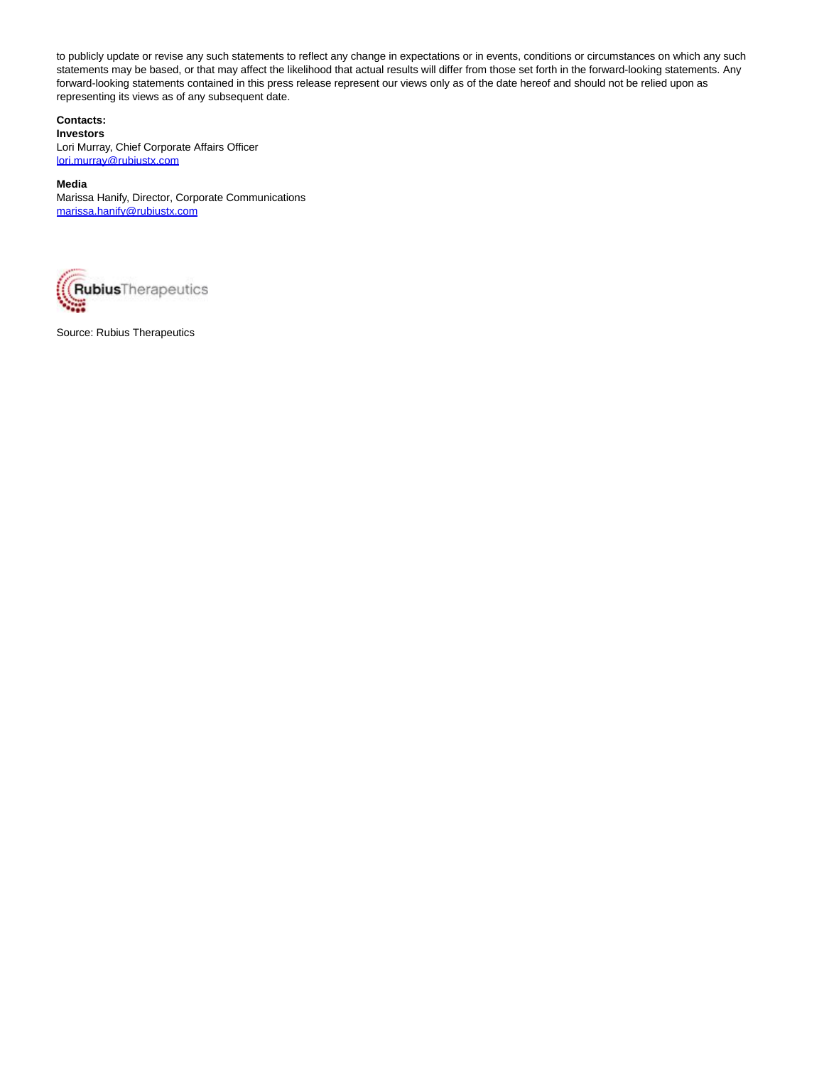to publicly update or revise any such statements to reflect any change in expectations or in events, conditions or circumstances on which any such statements may be based, or that may affect the likelihood that actual results will differ from those set forth in the forward-looking statements. Any forward-looking statements contained in this press release represent our views only as of the date hereof and should not be relied upon as representing its views as of any subsequent date.

**Contacts:**
**Investors**
Lori Murray, Chief Corporate Affairs Officer
lori.murray@rubiustx.com

**Media**
Marissa Hanify, Director, Corporate Communications
marissa.hanify@rubiustx.com

Source: Rubius Therapeutics